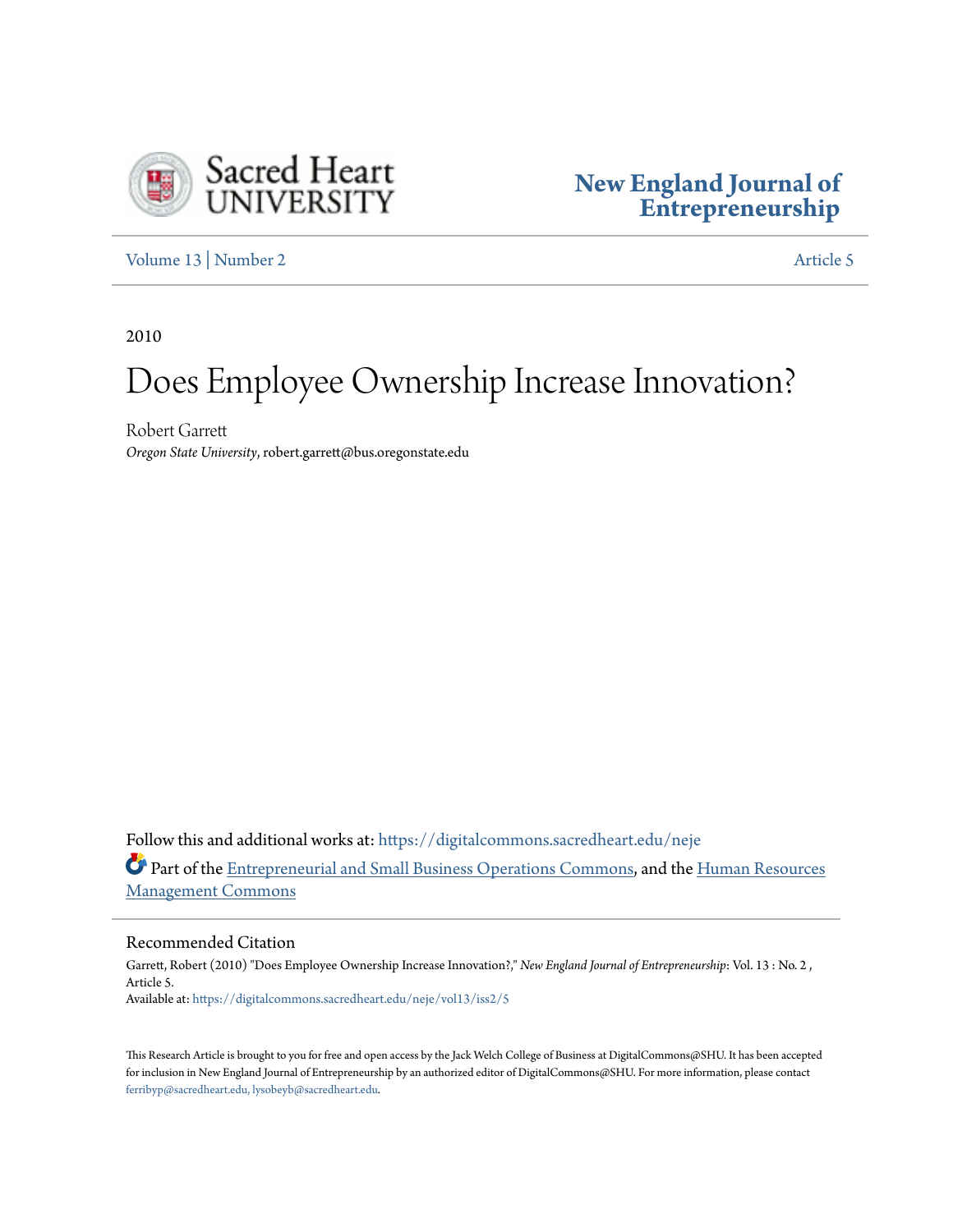Sacred Heart UNIVERSITY

New England Journal of Entrepreneurship

Volume 13 | Number 2 Article 5

2010

# Does Employee Ownership Increase Innovation?

Robert Garrett

*Oregon State University*, robert.garrett@bus.oregonstate.edu

Follow this and additional works at: https://digitalcommons.sacredheart.edu/neje

Part of the Entrepreneurial and Small Business Operations Commons, and the Human Resources Management Commons

## Recommended Citation

Garrett, Robert (2010) "Does Employee Ownership Increase Innovation?," *New England Journal of Entrepreneurship*: Vol. 13 : No. 2 , Article 5.

Available at: https://digitalcommons.sacredheart.edu/neje/vol13/iss2/5

This Research Article is brought to you for free and open access by the Jack Welch College of Business at DigitalCommons@SHU. It has been accepted for inclusion in New England Journal of Entrepreneurship by an authorized editor of DigitalCommons@SHU. For more information, please contact ferribyp@sacredheart.edu, lysobeyb@sacredheart.edu.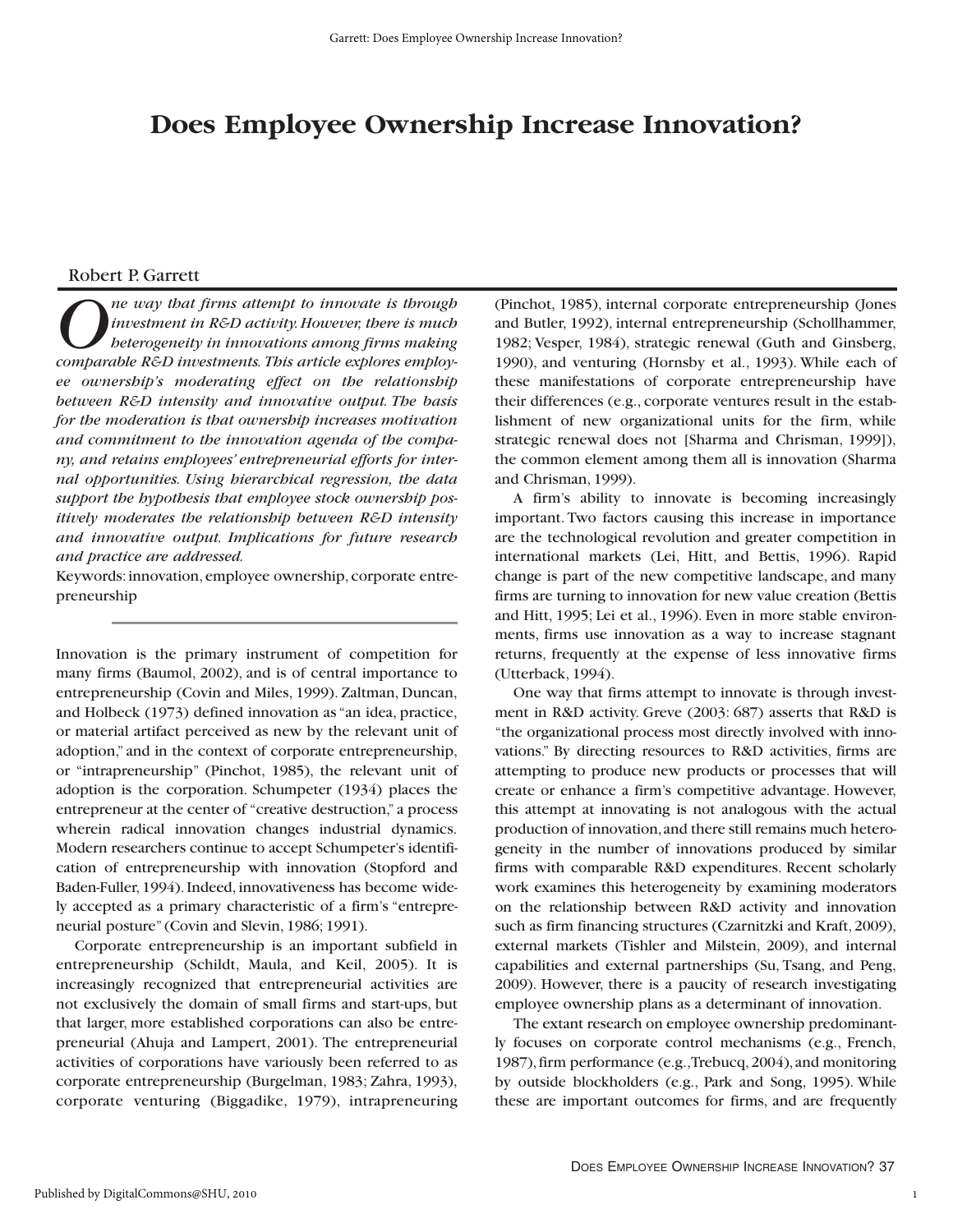# Does Employee Ownership Increase Innovation?

Robert P. Garrett

*One way that firms attempt to innovate is through investment in R&D activity. However, there is much heterogeneity in innovations among firms making comparable R&D investments. This article explores employee ownership's moderating effect on the relationship between R&D intensity and innovative output. The basis for the moderation is that ownership increases motivation and commitment to the innovation agenda of the company, and retains employees' entrepreneurial efforts for internal opportunities. Using hierarchical regression, the data support the hypothesis that employee stock ownership positively moderates the relationship between R&D intensity and innovative output. Implications for future research and practice are addressed.*

Keywords: innovation, employee ownership, corporate entrepreneurship

Innovation is the primary instrument of competition for many firms (Baumol, 2002), and is of central importance to entrepreneurship (Covin and Miles, 1999). Zaltman, Duncan, and Holbeck (1973) defined innovation as "an idea, practice, or material artifact perceived as new by the relevant unit of adoption," and in the context of corporate entrepreneurship, or "intrapreneurship" (Pinchot, 1985), the relevant unit of adoption is the corporation. Schumpeter (1934) places the entrepreneur at the center of "creative destruction," a process wherein radical innovation changes industrial dynamics. Modern researchers continue to accept Schumpeter's identification of entrepreneurship with innovation (Stopford and Baden-Fuller, 1994). Indeed, innovativeness has become widely accepted as a primary characteristic of a firm's "entrepreneurial posture" (Covin and Slevin, 1986; 1991).

Corporate entrepreneurship is an important subfield in entrepreneurship (Schildt, Maula, and Keil, 2005). It is increasingly recognized that entrepreneurial activities are not exclusively the domain of small firms and start-ups, but that larger, more established corporations can also be entrepreneurial (Ahuja and Lampert, 2001). The entrepreneurial activities of corporations has variously been referred to as corporate entrepreneurship (Burgelman, 1983; Zahra, 1993), corporate venturing (Biggadike, 1979), intrapreneuring (Pinchot, 1985), internal corporate entrepreneurship (Jones and Butler, 1992), internal entrepreneurship (Schollhammer, 1982; Vesper, 1984), strategic renewal (Guth and Ginsberg, 1990), and venturing (Hornsby et al., 1993). While each of these manifestations of corporate entrepreneurship have their differences (e.g., corporate ventures result in the establishment of new organizational units for the firm, while strategic renewal does not [Sharma and Chrisman, 1999]), the common element among them all is innovation (Sharma and Chrisman, 1999).

A firm's ability to innovate is becoming increasingly important. Two factors causing this increase in importance are the technological revolution and greater competition in international markets (Lei, Hitt, and Bettis, 1996). Rapid change is part of the new competitive landscape, and many firms are turning to innovation for new value creation (Bettis and Hitt, 1995; Lei et al., 1996). Even in more stable environments, firms use innovation as a way to increase stagnant returns, frequently at the expense of less innovative firms (Utterback, 1994).

One way that firms attempt to innovate is through investment in R&D activity. Greve (2003: 687) asserts that R&D is "the organizational process most directly involved with innovations." By directing resources to R&D activities, firms are attempting to produce new products or processes that will create or enhance a firm's competitive advantage. However, this attempt at innovating is not analogous with the actual production of innovation, and there still remains much heterogeneity in the number of innovations produced by similar firms with comparable R&D expenditures. Recent scholarly work examines this heterogeneity by examining moderators on the relationship between R&D activity and innovation such as firm financing structures (Czarnitzki and Kraft, 2009), external markets (Tishler and Milstein, 2009), and internal capabilities and external partnerships (Su, Tsang, and Peng, 2009). However, there is a paucity of research investigating employee ownership plans as a determinant of innovation.

The extant research on employee ownership predominantly focuses on corporate control mechanisms (e.g., French, 1987), firm performance (e.g., Trebucq, 2004), and monitoring by outside blockholders (e.g., Park and Song, 1995). While these are important outcomes for firms, and are frequently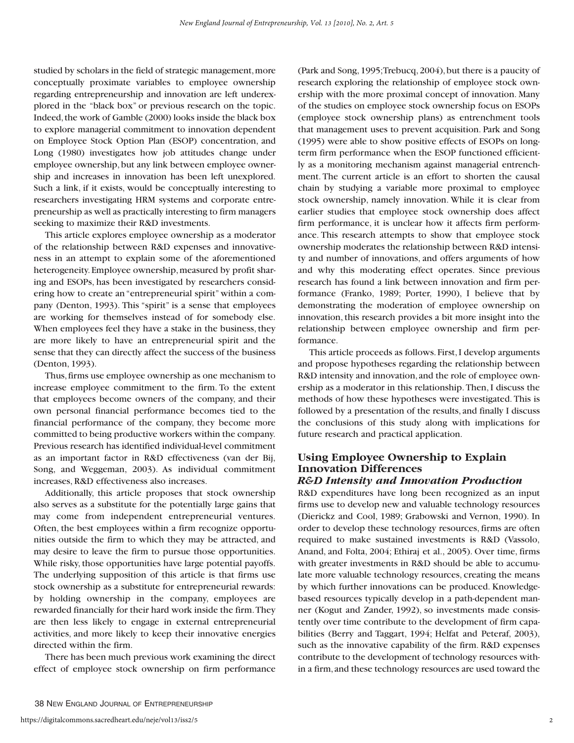studied by scholars in the field of strategic management, more conceptually proximate variables to employee ownership regarding entrepreneurship and innovation are left underexplored in the "black box" or previous research on the topic. Indeed, the work of Gamble (2000) looks inside the black box to explore managerial commitment to innovation dependent on Employee Stock Option Plan (ESOP) concentration, and Long (1980) investigates how job attitudes change under employee ownership, but any link between employee ownership and increases in innovation has been left unexplored. Such a link, if it exists, would be conceptually interesting to researchers investigating HRM systems and corporate entrepreneurship as well as practically interesting to firm managers seeking to maximize their R&D investments.

This article explores employee ownership as a moderator of the relationship between R&D expenses and innovativeness in an attempt to explain some of the aforementioned heterogeneity. Employee ownership, measured by profit sharing and ESOPs, has been investigated by researchers considering how to create an "entrepreneurial spirit" within a company (Denton, 1993). This "spirit" is a sense that employees are working for themselves instead of for somebody else. When employees feel they have a stake in the business, they are more likely to have an entrepreneurial spirit and the sense that they can directly affect the success of the business (Denton, 1993).

Thus, firms use employee ownership as one mechanism to increase employee commitment to the firm. To the extent that employees become owners of the company, and their own personal financial performance becomes tied to the financial performance of the company, they become more committed to being productive workers within the company. Previous research has identified individual-level commitment as an important factor in R&D effectiveness (van der Bij, Song, and Weggeman, 2003). As individual commitment increases, R&D effectiveness also increases.

Additionally, this article proposes that stock ownership also serves as a substitute for the potentially large gains that may come from independent entrepreneurial ventures. Often, the best employees within a firm recognize opportunities outside the firm to which they may be attracted, and may desire to leave the firm to pursue those opportunities. While risky, those opportunities have large potential payoffs. The underlying supposition of this article is that firms use stock ownership as a substitute for entrepreneurial rewards: by holding ownership in the company, employees are rewarded financially for their hard work inside the firm. They are then less likely to engage in external entrepreneurial activities, and more likely to keep their innovative energies directed within the firm.

There has been much previous work examining the direct effect of employee stock ownership on firm performance (Park and Song, 1995; Trebucq, 2004), but there is a paucity of research exploring the relationship of employee stock ownership with the more proximal concept of innovation. Many of the studies on employee stock ownership focus on ESOPs (employee stock ownership plans) as entrenchment tools that management uses to prevent acquisition. Park and Song (1995) were able to show positive effects of ESOPs on long-term firm performance when the ESOP functioned efficiently as a monitoring mechanism against managerial entrenchment. The current article is an effort to shorten the causal chain by studying a variable more proximal to employee stock ownership, namely innovation. While it is clear from earlier studies that employee stock ownership does affect firm performance, it is unclear how it affects firm performance. This research attempts to show that employee stock ownership moderates the relationship between R&D intensity and number of innovations, and offers arguments of how and why this moderating effect operates. Since previous research has found a link between innovation and firm performance (Franko, 1989; Porter, 1990), I believe that by demonstrating the moderation of employee ownership on innovation, this research provides a bit more insight into the relationship between employee ownership and firm performance.

This article proceeds as follows. First, I develop arguments and propose hypotheses regarding the relationship between R&D intensity and innovation, and the role of employee ownership as a moderator in this relationship. Then, I discuss the methods of how these hypotheses were investigated. This is followed by a presentation of the results, and finally I discuss the conclusions of this study along with implications for future research and practical application.

## Using Employee Ownership to Explain Innovation Differences

### *R&D Intensity and Innovation Production*

R&D expenditures have long been recognized as an input firms use to develop new and valuable technology resources (Dierickz and Cool, 1989; Grabowski and Vernon, 1990). In order to develop these technology resources, firms are often required to make sustained investments is R&D (Vassolo, Anand, and Folta, 2004; Ethiraj et al., 2005). Over time, firms with greater investments in R&D should be able to accumulate more valuable technology resources, creating the means by which further innovations can be produced. Knowledge-based resources typically develop in a path-dependent manner (Kogut and Zander, 1992), so investments made consistently over time contribute to the development of firm capabilities (Berry and Taggart, 1994; Helfat and Peteraf, 2003), such as the innovative capability of the firm. R&D expenses contribute to the development of technology resources within a firm, and these technology resources are used toward the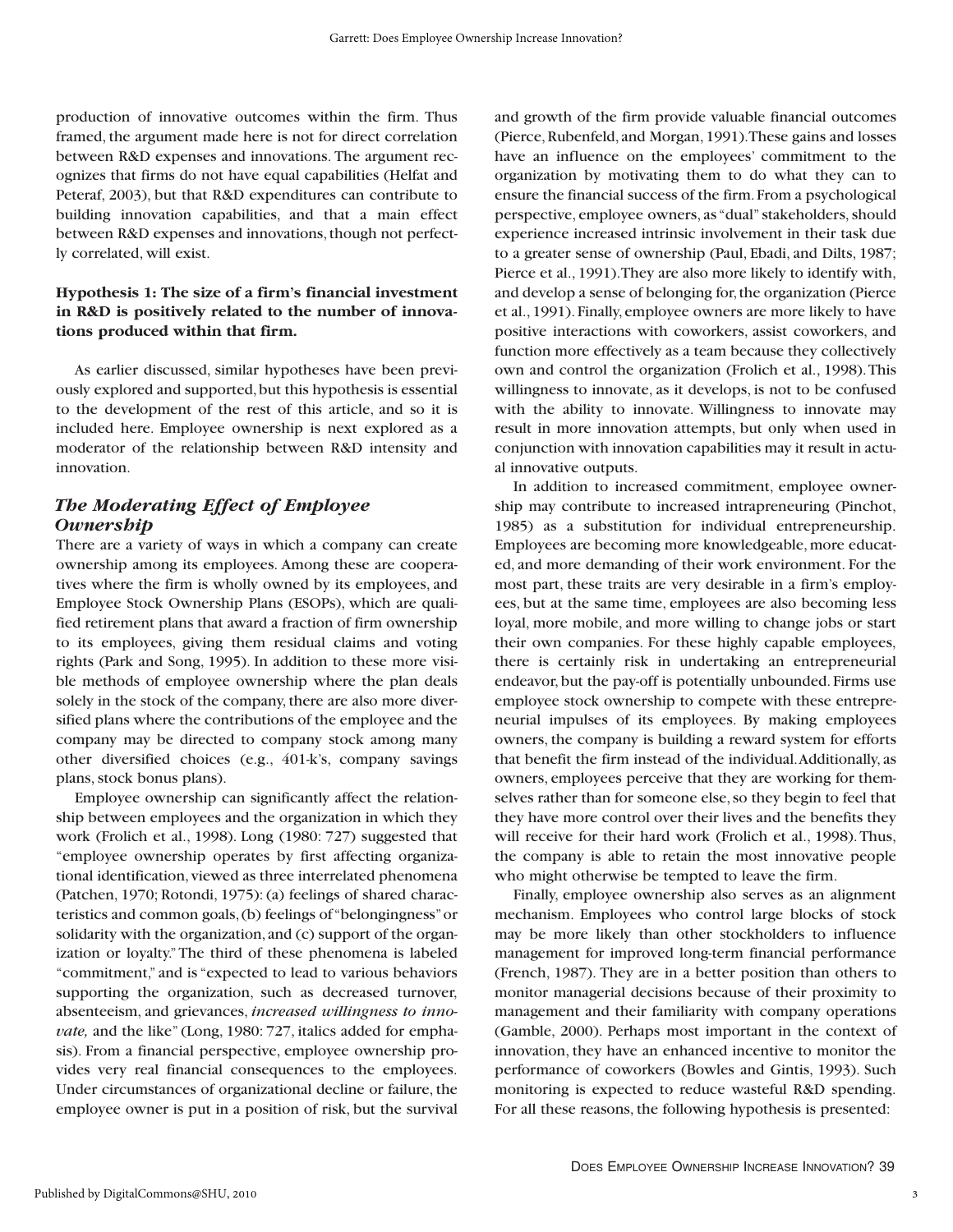production of innovative outcomes within the firm. Thus framed, the argument made here is not for direct correlation between R&D expenses and innovations. The argument recognizes that firms do not have equal capabilities (Helfat and Peteraf, 2003), but that R&D expenditures can contribute to building innovation capabilities, and that a main effect between R&D expenses and innovations, though not perfectly correlated, will exist.

**Hypothesis 1: The size of a firm's financial investment in R&D is positively related to the number of innovations produced within that firm.**

As earlier discussed, similar hypotheses have been previously explored and supported, but this hypothesis is essential to the development of the rest of this article, and so it is included here. Employee ownership is next explored as a moderator of the relationship between R&D intensity and innovation.

## *The Moderating Effect of Employee Ownership*

There are a variety of ways in which a company can create ownership among its employees. Among these are cooperatives where the firm is wholly owned by its employees, and Employee Stock Ownership Plans (ESOPs), which are qualified retirement plans that award a fraction of firm ownership to its employees, giving them residual claims and voting rights (Park and Song, 1995). In addition to these more visible methods of employee ownership where the plan deals solely in the stock of the company, there are also more diversified plans where the contributions of the employee and the company may be directed to company stock among many other diversified choices (e.g., 401-k's, company savings plans, stock bonus plans).

Employee ownership can significantly affect the relationship between employees and the organization in which they work (Frolich et al., 1998). Long (1980: 727) suggested that "employee ownership operates by first affecting organizational identification, viewed as three interrelated phenomena (Patchen, 1970; Rotondi, 1975): (a) feelings of shared characteristics and common goals, (b) feelings of "belongingness" or solidarity with the organization, and (c) support of the organization or loyalty." The third of these phenomena is labeled "commitment," and is "expected to lead to various behaviors supporting the organization, such as decreased turnover, absenteeism, and grievances, *increased willingness to innovate,* and the like" (Long, 1980: 727, italics added for emphasis). From a financial perspective, employee ownership provides very real financial consequences to the employees. Under circumstances of organizational decline or failure, the employee owner is put in a position of risk, but the survival and growth of the firm provide valuable financial outcomes (Pierce, Rubenfeld, and Morgan, 1991). These gains and losses have an influence on the employees' commitment to the organization by motivating them to do what they can to ensure the financial success of the firm. From a psychological perspective, employee owners, as "dual" stakeholders, should experience increased intrinsic involvement in their task due to a greater sense of ownership (Paul, Ebadi, and Dilts, 1987; Pierce et al., 1991). They are also more likely to identify with, and develop a sense of belonging for, the organization (Pierce et al., 1991). Finally, employee owners are more likely to have positive interactions with coworkers, assist coworkers, and function more effectively as a team because they collectively own and control the organization (Frolich et al., 1998). This willingness to innovate, as it develops, is not to be confused with the ability to innovate. Willingness to innovate may result in more innovation attempts, but only when used in conjunction with innovation capabilities may it result in actual innovative outputs.

In addition to increased commitment, employee ownership may contribute to increased intrapreneuring (Pinchot, 1985) as a substitution for individual entrepreneurship. Employees are becoming more knowledgeable, more educated, and more demanding of their work environment. For the most part, these traits are very desirable in a firm's employees, but at the same time, employees are also becoming less loyal, more mobile, and more willing to change jobs or start their own companies. For these highly capable employees, there is certainly risk in undertaking an entrepreneurial endeavor, but the pay-off is potentially unbounded. Firms use employee stock ownership to compete with these entrepreneurial impulses of its employees. By making employees owners, the company is building a reward system for efforts that benefit the firm instead of the individual. Additionally, as owners, employees perceive that they are working for themselves rather than for someone else, so they begin to feel that they have more control over their lives and the benefits they will receive for their hard work (Frolich et al., 1998). Thus, the company is able to retain the most innovative people who might otherwise be tempted to leave the firm.

Finally, employee ownership also serves as an alignment mechanism. Employees who control large blocks of stock may be more likely than other stockholders to influence management for improved long-term financial performance (French, 1987). They are in a better position than others to monitor managerial decisions because of their proximity to management and their familiarity with company operations (Gamble, 2000). Perhaps most important in the context of innovation, they have an enhanced incentive to monitor the performance of coworkers (Bowles and Gintis, 1993). Such monitoring is expected to reduce wasteful R&D spending. For all these reasons, the following hypothesis is presented: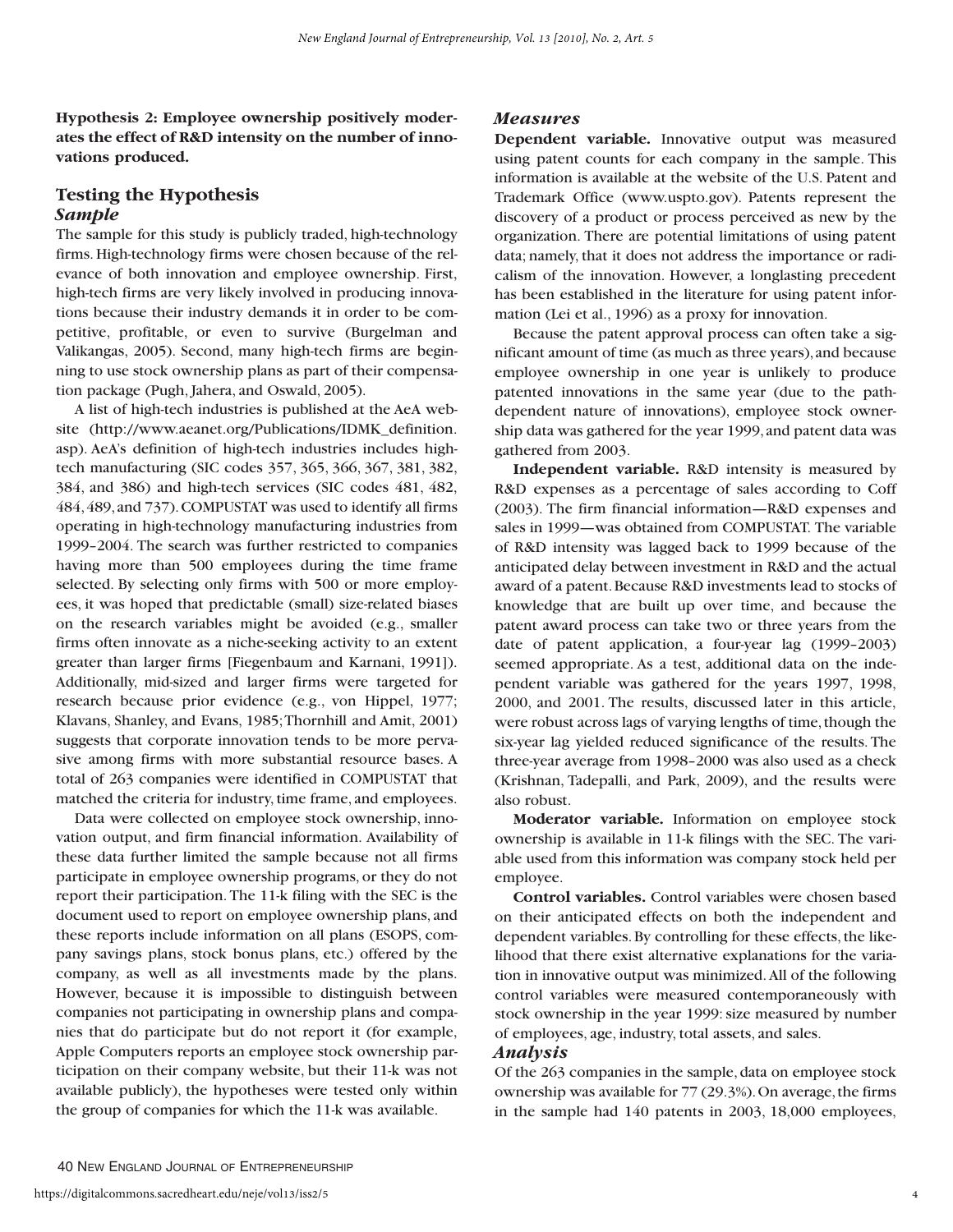**Hypothesis 2: Employee ownership positively moderates the effect of R&D intensity on the number of innovations produced.**

## Testing the Hypothesis

### *Sample*

The sample for this study is publicly traded, high-technology firms. High-technology firms were chosen because of the relevance of both innovation and employee ownership. First, high-tech firms are very likely involved in producing innovations because their industry demands it in order to be competitive, profitable, or even to survive (Burgelman and Valikangas, 2005). Second, many high-tech firms are beginning to use stock ownership plans as part of their compensation package (Pugh, Jahera, and Oswald, 2005).

A list of high-tech industries is published at the AeA website (http://www.aeanet.org/Publications/IDMK_definition.asp). AeA's definition of high-tech industries includes high-tech manufacturing (SIC codes 357, 365, 366, 367, 381, 382, 384, and 386) and high-tech services (SIC codes 481, 482, 484, 489, and 737). COMPUSTAT was used to identify all firms operating in high-technology manufacturing industries from 1999–2004. The search was further restricted to companies having more than 500 employees during the time frame selected. By selecting only firms with 500 or more employees, it was hoped that predictable (small) size-related biases on the research variables might be avoided (e.g., smaller firms often innovate as a niche-seeking activity to an extent greater than larger firms [Fiegenbaum and Karnani, 1991]). Additionally, mid-sized and larger firms were targeted for research because prior evidence (e.g., von Hippel, 1977; Klavans, Shanley, and Evans, 1985; Thornhill and Amit, 2001) suggests that corporate innovation tends to be more pervasive among firms with more substantial resource bases. A total of 263 companies were identified in COMPUSTAT that matched the criteria for industry, time frame, and employees.

Data were collected on employee stock ownership, innovation output, and firm financial information. Availability of these data further limited the sample because not all firms participate in employee ownership programs, or they do not report their participation. The 11-k filing with the SEC is the document used to report on employee ownership plans, and these reports include information on all plans (ESOPS, company savings plans, stock bonus plans, etc.) offered by the company, as well as all investments made by the plans. However, because it is impossible to distinguish between companies not participating in ownership plans and companies that do participate but do not report it (for example, Apple Computers reports an employee stock ownership participation on their company website, but their 11-k was not available publicly), the hypotheses were tested only within the group of companies for which the 11-k was available.

### *Measures*

**Dependent variable.** Innovative output was measured using patent counts for each company in the sample. This information is available at the website of the U.S. Patent and Trademark Office (www.uspto.gov). Patents represent the discovery of a product or process perceived as new by the organization. There are potential limitations of using patent data; namely, that it does not address the importance or radicalism of the innovation. However, a longlasting precedent has been established in the literature for using patent information (Lei et al., 1996) as a proxy for innovation.

Because the patent approval process can often take a significant amount of time (as much as three years), and because employee ownership in one year is unlikely to produce patented innovations in the same year (due to the path-dependent nature of innovations), employee stock ownership data was gathered for the year 1999, and patent data was gathered from 2003.

**Independent variable.** R&D intensity is measured by R&D expenses as a percentage of sales according to Coff (2003). The firm financial information—R&D expenses and sales in 1999—was obtained from COMPUSTAT. The variable of R&D intensity was lagged back to 1999 because of the anticipated delay between investment in R&D and the actual award of a patent. Because R&D investments lead to stocks of knowledge that are built up over time, and because the patent award process can take two or three years from the date of patent application, a four-year lag (1999–2003) seemed appropriate. As a test, additional data on the independent variable was gathered for the years 1997, 1998, 2000, and 2001. The results, discussed later in this article, were robust across lags of varying lengths of time, though the six-year lag yielded reduced significance of the results. The three-year average from 1998–2000 was also used as a check (Krishnan, Tadepalli, and Park, 2009), and the results were also robust.

**Moderator variable.** Information on employee stock ownership is available in 11-k filings with the SEC. The variable used from this information was company stock held per employee.

**Control variables.** Control variables were chosen based on their anticipated effects on both the independent and dependent variables. By controlling for these effects, the likelihood that there exist alternative explanations for the variation in innovative output was minimized. All of the following control variables were measured contemporaneously with stock ownership in the year 1999: size measured by number of employees, age, industry, total assets, and sales.

### *Analysis*

Of the 263 companies in the sample, data on employee stock ownership was available for 77 (29.3%). On average, the firms in the sample had 140 patents in 2003, 18,000 employees,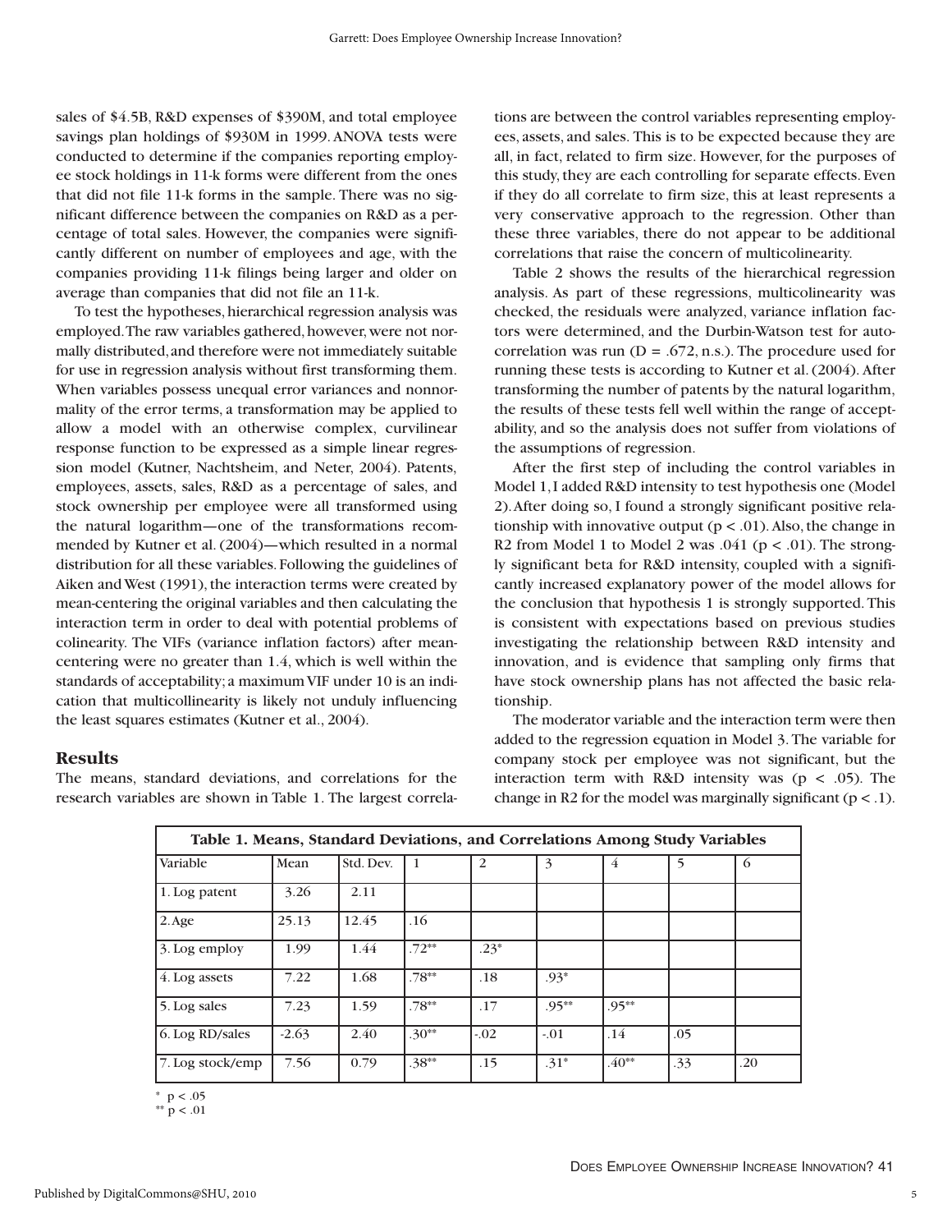sales of \$4.5B, R&D expenses of \$390M, and total employee savings plan holdings of \$930M in 1999. ANOVA tests were conducted to determine if the companies reporting employee stock holdings in 11-k forms were different from the ones that did not file 11-k forms in the sample. There was no significant difference between the companies on R&D as a percentage of total sales. However, the companies were significantly different on number of employees and age, with the companies providing 11-k filings being larger and older on average than companies that did not file an 11-k.

To test the hypotheses, hierarchical regression analysis was employed. The raw variables gathered, however, were not normally distributed, and therefore were not immediately suitable for use in regression analysis without first transforming them. When variables possess unequal error variances and nonnormality of the error terms, a transformation may be applied to allow a model with an otherwise complex, curvilinear response function to be expressed as a simple linear regression model (Kutner, Nachtsheim, and Neter, 2004). Patents, employees, assets, sales, R&D as a percentage of sales, and stock ownership per employee were all transformed using the natural logarithm—one of the transformations recommended by Kutner et al. (2004)—which resulted in a normal distribution for all these variables. Following the guidelines of Aiken and West (1991), the interaction terms were created by mean-centering the original variables and then calculating the interaction term in order to deal with potential problems of colinearity. The VIFs (variance inflation factors) after mean-centering were no greater than 1.4, which is well within the standards of acceptability; a maximum VIF under 10 is an indication that multicollinearity is likely not unduly influencing the least squares estimates (Kutner et al., 2004).

## Results

The means, standard deviations, and correlations for the research variables are shown in Table 1. The largest correlations are between the control variables representing employees, assets, and sales. This is to be expected because they are all, in fact, related to firm size. However, for the purposes of this study, they are each controlling for separate effects. Even if they do all correlate to firm size, this at least represents a very conservative approach to the regression. Other than these three variables, there do not appear to be additional correlations that raise the concern of multicolinearity.

Table 2 shows the results of the hierarchical regression analysis. As part of these regressions, multicolinearity was checked, the residuals were analyzed, variance inflation factors were determined, and the Durbin-Watson test for autocorrelation was run ($D = .672$, n.s.). The procedure used for running these tests is according to Kutner et al. (2004). After transforming the number of patents by the natural logarithm, the results of these tests fell well within the range of acceptability, and so the analysis does not suffer from violations of the assumptions of regression.

After the first step of including the control variables in Model 1, I added R&D intensity to test hypothesis one (Model 2). After doing so, I found a strongly significant positive relationship with innovative output ($p < .01$). Also, the change in R2 from Model 1 to Model 2 was .041 ($p < .01$). The strongly significant beta for R&D intensity, coupled with a significantly increased explanatory power of the model allows for the conclusion that hypothesis 1 is strongly supported. This is consistent with expectations based on previous studies investigating the relationship between R&D intensity and innovation, and is evidence that sampling only firms that have stock ownership plans has not affected the basic relationship.

The moderator variable and the interaction term were then added to the regression equation in Model 3. The variable for company stock per employee was not significant, but the interaction term with R&D intensity was ($p < .05$). The change in R2 for the model was marginally significant ($p < .1$).

**Table 1. Means, Standard Deviations, and Correlations Among Study Variables**

| Variable | Mean | Std. Dev. | 1 | 2 | 3 | 4 | 5 | 6 |
|---|---|---|---|---|---|---|---|---|
| 1. Log patent | 3.26 | 2.11 | | | | | | |
| 2. Age | 25.13 | 12.45 | .16 | | | | | |
| 3. Log employ | 1.99 | 1.44 | .72** | .23* | | | | |
| 4. Log assets | 7.22 | 1.68 | .78** | .18 | .93* | | | |
| 5. Log sales | 7.23 | 1.59 | .78** | .17 | .95** | .95** | | |
| 6. Log RD/sales | -2.63 | 2.40 | .30** | -.02 | -.01 | .14 | .05 | |
| 7. Log stock/emp | 7.56 | 0.79 | .38** | .15 | .31* | .40** | .33 | .20 |

\* $p < .05$

\*\* $p < .01$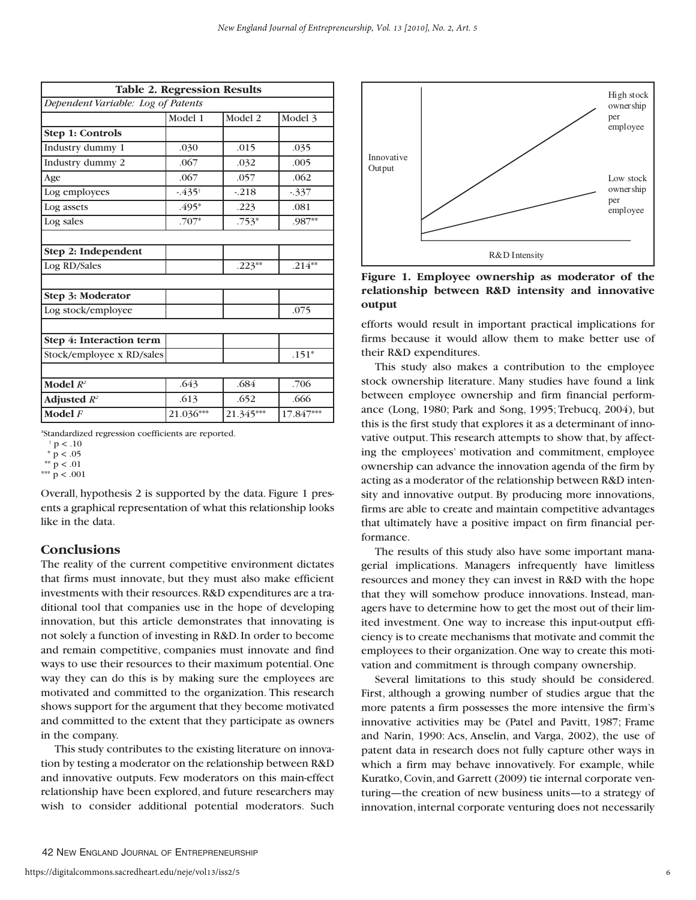**Table 2. Regression Results**

| *Dependent Variable: Log of Patents* | Model 1 | Model 2 | Model 3 |
|---|---|---|---|
| **Step 1: Controls** | | | |
| Industry dummy 1 | .030 | .015 | .035 |
| Industry dummy 2 | .067 | .032 | .005 |
| Age | .067 | .057 | .062 |
| Log employees | -.435† | -.218 | -.337 |
| Log assets | .495* | .223 | .081 |
| Log sales | .707* | .753* | .987** |
| | | | |
| **Step 2: Independent** | | | |
| Log RD/Sales | | .223** | .214** |
| | | | |
| **Step 3: Moderator** | | | |
| Log stock/employee | | | .075 |
| | | | |
| **Step 4: Interaction term** | | | |
| Stock/employee x RD/sales | | | .151* |
| | | | |
| **Model $R^2$** | .643 | .684 | .706 |
| **Adjusted $R^2$** | .613 | .652 | .666 |
| **Model $F$** | 21.036*** | 21.345*** | 17.847*** |

[a]Standardized regression coefficients are reported.
† $p < .10$
* $p < .05$
** $p < .01$
*** $p < .001$

Overall, hypothesis 2 is supported by the data. Figure 1 presents a graphical representation of what this relationship looks like in the data.

High stock ownership per employee
Innovative Output
Low stock ownership per employee
R&D Intensity

**Figure 1. Employee ownership as moderator of the relationship between R&D intensity and innovative output**

## Conclusions

The reality of the current competitive environment dictates that firms must innovate, but they must also make efficient investments with their resources. R&D expenditures are a traditional tool that companies use in the hope of developing innovation, but this article demonstrates that innovating is not solely a function of investing in R&D. In order to become and remain competitive, companies must innovate and find ways to use their resources to their maximum potential. One way they can do this is by making sure the employees are motivated and committed to the organization. This research shows support for the argument that they become motivated and committed to the extent that they participate as owners in the company.

This study contributes to the existing literature on innovation by testing a moderator on the relationship between R&D and innovative outputs. Few moderators on this main-effect relationship have been explored, and future researchers may wish to consider additional potential moderators. Such efforts would result in important practical implications for firms because it would allow them to make better use of their R&D expenditures.

This study also makes a contribution to the employee stock ownership literature. Many studies have found a link between employee ownership and firm financial performance (Long, 1980; Park and Song, 1995; Trebucq, 2004), but this is the first study that explores it as a determinant of innovative output. This research attempts to show that, by affecting the employees' motivation and commitment, employee ownership can advance the innovation agenda of the firm by acting as a moderator of the relationship between R&D intensity and innovative output. By producing more innovations, firms are able to create and maintain competitive advantages that ultimately have a positive impact on firm financial performance.

The results of this study also have some important managerial implications. Managers infrequently have limitless resources and money they can invest in R&D with the hope that they will somehow produce innovations. Instead, managers have to determine how to get the most out of their limited investment. One way to increase this input-output efficiency is to create mechanisms that motivate and commit the employees to their organization. One way to create this motivation and commitment is through company ownership.

Several limitations to this study should be considered. First, although a growing number of studies argue that the more patents a firm possesses the more intensive the firm's innovative activities may be (Patel and Pavitt, 1987; Frame and Narin, 1990: Acs, Anselin, and Varga, 2002), the use of patent data in research does not fully capture other ways in which a firm may behave innovatively. For example, while Kuratko, Covin, and Garrett (2009) tie internal corporate venturing—the creation of new business units—to a strategy of innovation, internal corporate venturing does not necessarily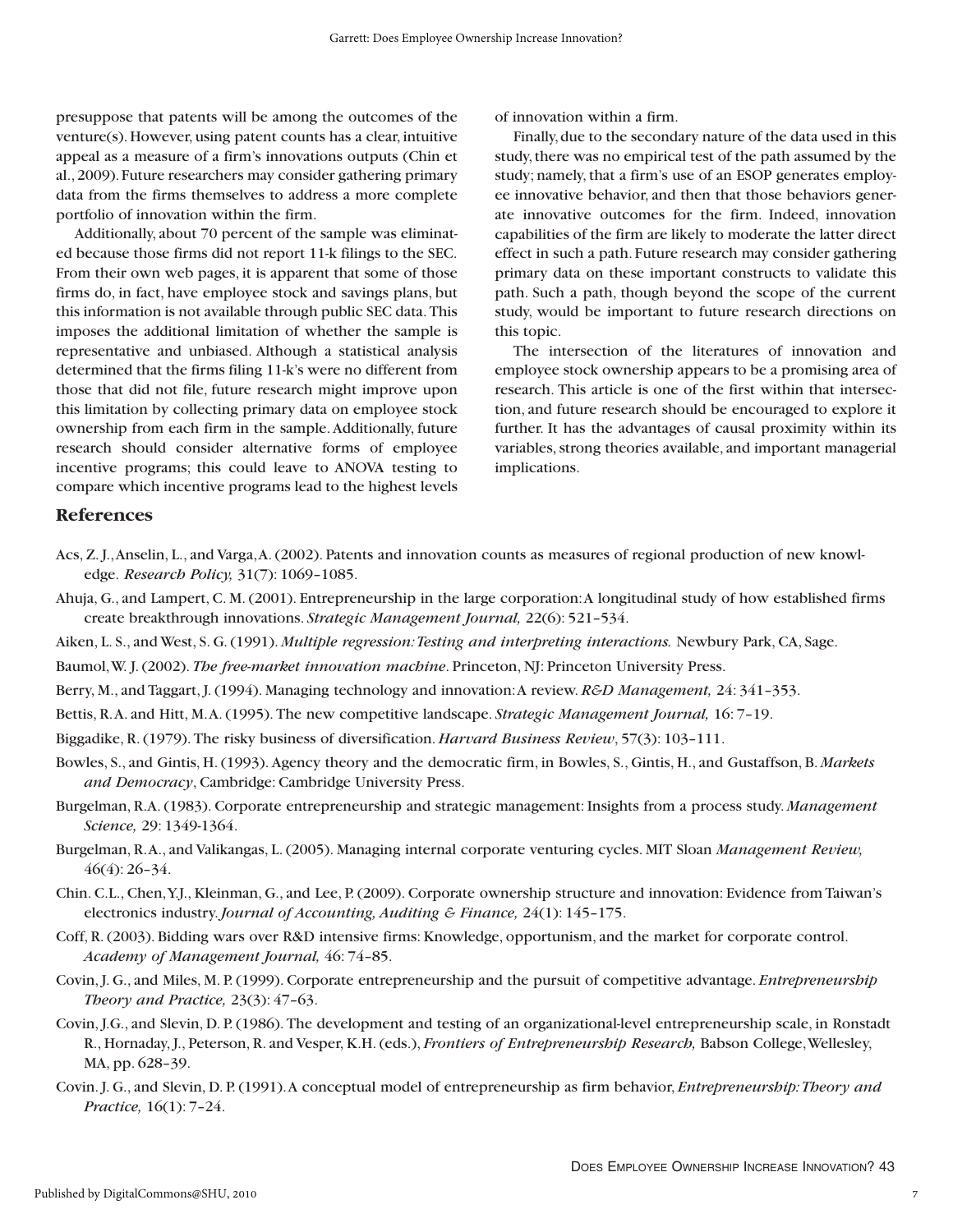presuppose that patents will be among the outcomes of the venture(s). However, using patent counts has a clear, intuitive appeal as a measure of a firm's innovations outputs (Chin et al., 2009). Future researchers may consider gathering primary data from the firms themselves to address a more complete portfolio of innovation within the firm.

Additionally, about 70 percent of the sample was eliminated because those firms did not report 11-k filings to the SEC. From their own web pages, it is apparent that some of those firms do, in fact, have employee stock and savings plans, but this information is not available through public SEC data. This imposes the additional limitation of whether the sample is representative and unbiased. Although a statistical analysis determined that the firms filing 11-k's were no different from those that did not file, future research might improve upon this limitation by collecting primary data on employee stock ownership from each firm in the sample. Additionally, future research should consider alternative forms of employee incentive programs; this could leave to ANOVA testing to compare which incentive programs lead to the highest levels of innovation within a firm.

Finally, due to the secondary nature of the data used in this study, there was no empirical test of the path assumed by the study; namely, that a firm's use of an ESOP generates employee innovative behavior, and then that those behaviors generate innovative outcomes for the firm. Indeed, innovation capabilities of the firm are likely to moderate the latter direct effect in such a path. Future research may consider gathering primary data on these important constructs to validate this path. Such a path, though beyond the scope of the current study, would be important to future research directions on this topic.

The intersection of the literatures of innovation and employee stock ownership appears to be a promising area of research. This article is one of the first within that intersection, and future research should be encouraged to explore it further. It has the advantages of causal proximity within its variables, strong theories available, and important managerial implications.

## References

Acs, Z. J., Anselin, L., and Varga, A. (2002). Patents and innovation counts as measures of regional production of new knowledge. *Research Policy,* 31(7): 1069–1085.

Ahuja, G., and Lampert, C. M. (2001). Entrepreneurship in the large corporation: A longitudinal study of how established firms create breakthrough innovations. *Strategic Management Journal,* 22(6): 521–534.

Aiken, L. S., and West, S. G. (1991). *Multiple regression: Testing and interpreting interactions.* Newbury Park, CA, Sage.

Baumol, W. J. (2002). *The free-market innovation machine*. Princeton, NJ: Princeton University Press.

Berry, M., and Taggart, J. (1994). Managing technology and innovation: A review. *R&D Management,* 24: 341–353.

Bettis, R. A. and Hitt, M. A. (1995). The new competitive landscape. *Strategic Management Journal,* 16: 7–19.

Biggadike, R. (1979). The risky business of diversification. *Harvard Business Review*, 57(3): 103–111.

Bowles, S., and Gintis, H. (1993). Agency theory and the democratic firm, in Bowles, S., Gintis, H., and Gustaffson, B. *Markets and Democracy*, Cambridge: Cambridge University Press.

Burgelman, R. A. (1983). Corporate entrepreneurship and strategic management: Insights from a process study. *Management Science,* 29: 1349-1364.

Burgelman, R. A., and Valikangas, L. (2005). Managing internal corporate venturing cycles. MIT Sloan *Management Review,* 46(4): 26–34.

Chin. C.L., Chen, Y.J., Kleinman, G., and Lee, P. (2009). Corporate ownership structure and innovation: Evidence from Taiwan's electronics industry. *Journal of Accounting, Auditing & Finance,* 24(1): 145–175.

Coff, R. (2003). Bidding wars over R&D intensive firms: Knowledge, opportunism, and the market for corporate control. *Academy of Management Journal,* 46: 74–85.

Covin, J. G., and Miles, M. P. (1999). Corporate entrepreneurship and the pursuit of competitive advantage. *Entrepreneurship Theory and Practice,* 23(3): 47–63.

Covin, J.G., and Slevin, D. P. (1986). The development and testing of an organizational-level entrepreneurship scale, in Ronstadt R., Hornaday, J., Peterson, R. and Vesper, K.H. (eds.), *Frontiers of Entrepreneurship Research,* Babson College, Wellesley, MA, pp. 628–39.

Covin. J. G., and Slevin, D. P. (1991). A conceptual model of entrepreneurship as firm behavior, *Entrepreneurship: Theory and Practice,* 16(1): 7–24.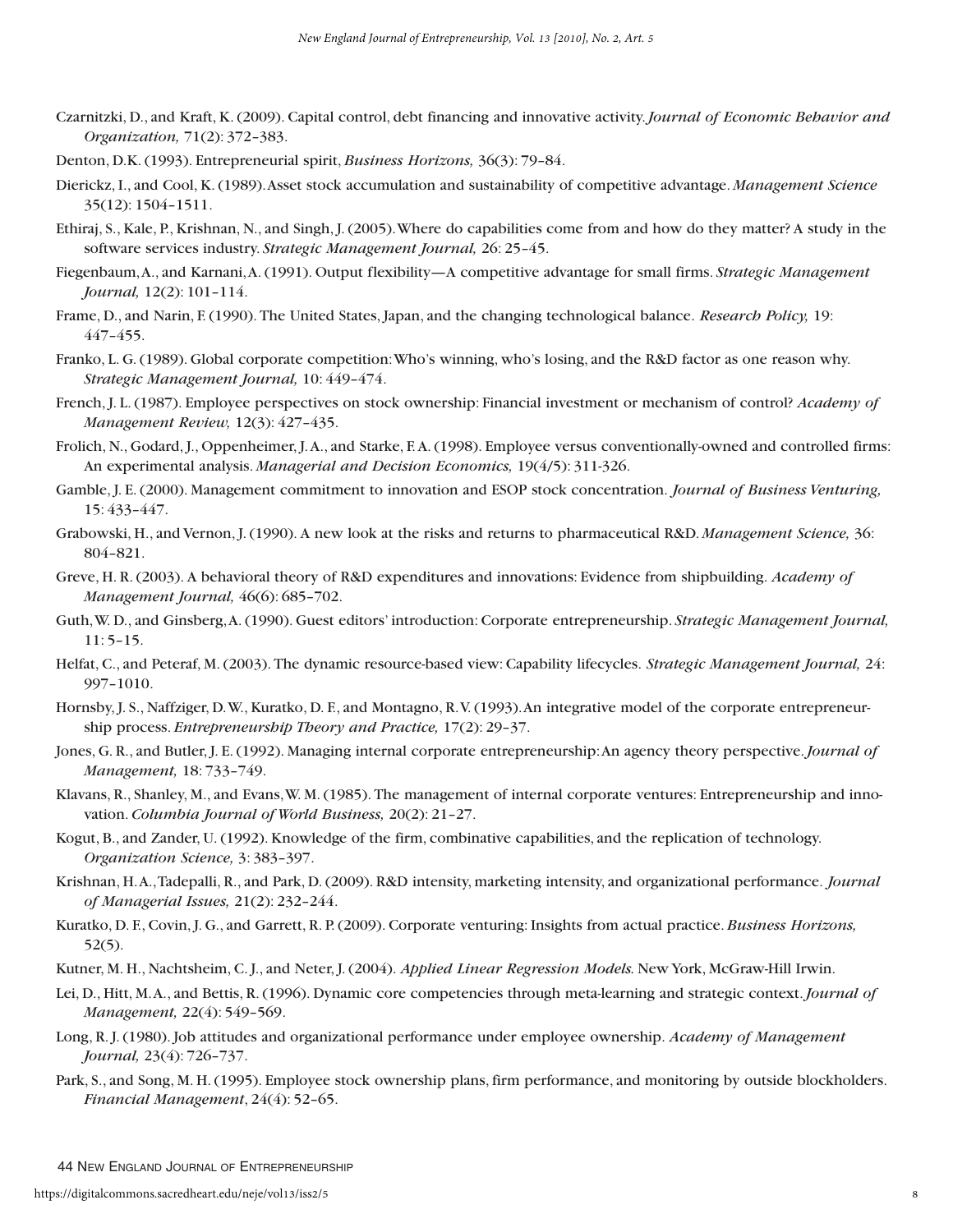Czarnitzki, D., and Kraft, K. (2009). Capital control, debt financing and innovative activity. *Journal of Economic Behavior and Organization,* 71(2): 372–383.

Denton, D.K. (1993). Entrepreneurial spirit, *Business Horizons,* 36(3): 79–84.

Dierickz, I., and Cool, K. (1989). Asset stock accumulation and sustainability of competitive advantage. *Management Science* 35(12): 1504–1511.

Ethiraj, S., Kale, P., Krishnan, N., and Singh, J. (2005). Where do capabilities come from and how do they matter? A study in the software services industry. *Strategic Management Journal,* 26: 25–45.

Fiegenbaum, A., and Karnani, A. (1991). Output flexibility—A competitive advantage for small firms. *Strategic Management Journal,* 12(2): 101–114.

Frame, D., and Narin, F. (1990). The United States, Japan, and the changing technological balance. *Research Policy,* 19: 447–455.

Franko, L. G. (1989). Global corporate competition: Who's winning, who's losing, and the R&D factor as one reason why. *Strategic Management Journal,* 10: 449–474.

French, J. L. (1987). Employee perspectives on stock ownership: Financial investment or mechanism of control? *Academy of Management Review,* 12(3): 427–435.

Frolich, N., Godard, J., Oppenheimer, J. A., and Starke, F. A. (1998). Employee versus conventionally-owned and controlled firms: An experimental analysis. *Managerial and Decision Economics,* 19(4/5): 311-326.

Gamble, J. E. (2000). Management commitment to innovation and ESOP stock concentration. *Journal of Business Venturing,* 15: 433–447.

Grabowski, H., and Vernon, J. (1990). A new look at the risks and returns to pharmaceutical R&D. *Management Science,* 36: 804–821.

Greve, H. R. (2003). A behavioral theory of R&D expenditures and innovations: Evidence from shipbuilding. *Academy of Management Journal,* 46(6): 685–702.

Guth, W. D., and Ginsberg, A. (1990). Guest editors' introduction: Corporate entrepreneurship. *Strategic Management Journal,* 11: 5–15.

Helfat, C., and Peteraf, M. (2003). The dynamic resource-based view: Capability lifecycles. *Strategic Management Journal,* 24: 997–1010.

Hornsby, J. S., Naffziger, D. W., Kuratko, D. F., and Montagno, R. V. (1993). An integrative model of the corporate entrepreneurship process. *Entrepreneurship Theory and Practice,* 17(2): 29–37.

Jones, G. R., and Butler, J. E. (1992). Managing internal corporate entrepreneurship: An agency theory perspective. *Journal of Management,* 18: 733–749.

Klavans, R., Shanley, M., and Evans, W. M. (1985). The management of internal corporate ventures: Entrepreneurship and innovation. *Columbia Journal of World Business,* 20(2): 21–27.

Kogut, B., and Zander, U. (1992). Knowledge of the firm, combinative capabilities, and the replication of technology. *Organization Science,* 3: 383–397.

Krishnan, H. A., Tadepalli, R., and Park, D. (2009). R&D intensity, marketing intensity, and organizational performance. *Journal of Managerial Issues,* 21(2): 232–244.

Kuratko, D. F., Covin, J. G., and Garrett, R. P. (2009). Corporate venturing: Insights from actual practice. *Business Horizons,* 52(5).

Kutner, M. H., Nachtsheim, C. J., and Neter, J. (2004). *Applied Linear Regression Models.* New York, McGraw-Hill Irwin.

Lei, D., Hitt, M. A., and Bettis, R. (1996). Dynamic core competencies through meta-learning and strategic context. *Journal of Management,* 22(4): 549–569.

Long, R. J. (1980). Job attitudes and organizational performance under employee ownership. *Academy of Management Journal,* 23(4): 726–737.

Park, S., and Song, M. H. (1995). Employee stock ownership plans, firm performance, and monitoring by outside blockholders. *Financial Management*, 24(4): 52–65.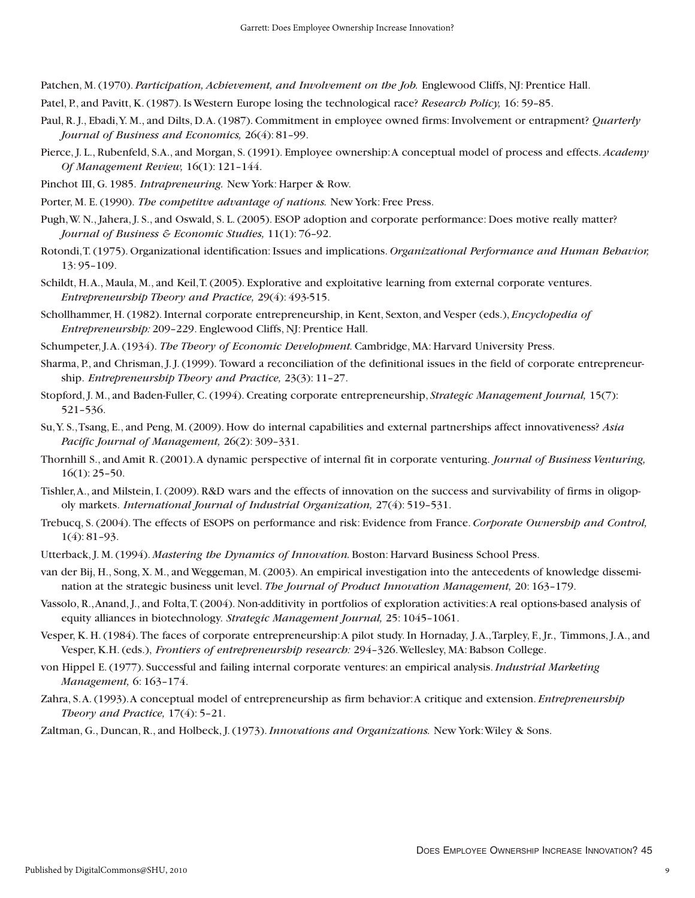Patchen, M. (1970). *Participation, Achievement, and Involvement on the Job.* Englewood Cliffs, NJ: Prentice Hall.

Patel, P., and Pavitt, K. (1987). Is Western Europe losing the technological race? *Research Policy,* 16: 59–85.

Paul, R. J., Ebadi, Y. M., and Dilts, D. A. (1987). Commitment in employee owned firms: Involvement or entrapment? *Quarterly Journal of Business and Economics,* 26(4): 81–99.

Pierce, J. L., Rubenfeld, S. A., and Morgan, S. (1991). Employee ownership: A conceptual model of process and effects. *Academy Of Management Review,* 16(1): 121–144.

Pinchot III, G. 1985. *Intrapreneuring.* New York: Harper & Row.

Porter, M. E. (1990). *The competitve advantage of nations.* New York: Free Press.

Pugh, W. N., Jahera, J. S., and Oswald, S. L. (2005). ESOP adoption and corporate performance: Does motive really matter? *Journal of Business & Economic Studies,* 11(1): 76–92.

Rotondi, T. (1975). Organizational identification: Issues and implications. *Organizational Performance and Human Behavior,* 13: 95–109.

Schildt, H. A., Maula, M., and Keil, T. (2005). Explorative and exploitative learning from external corporate ventures. *Entrepreneurship Theory and Practice,* 29(4): 493-515.

Schollhammer, H. (1982). Internal corporate entrepreneurship, in Kent, Sexton, and Vesper (eds.), *Encyclopedia of Entrepreneurship:* 209–229. Englewood Cliffs, NJ: Prentice Hall.

Schumpeter, J. A. (1934). *The Theory of Economic Development.* Cambridge, MA: Harvard University Press.

Sharma, P., and Chrisman, J. J. (1999). Toward a reconciliation of the definitional issues in the field of corporate entrepreneurship. *Entrepreneurship Theory and Practice,* 23(3): 11–27.

Stopford, J. M., and Baden-Fuller, C. (1994). Creating corporate entrepreneurship, *Strategic Management Journal,* 15(7): 521–536.

Su, Y. S., Tsang, E., and Peng, M. (2009). How do internal capabilities and external partnerships affect innovativeness? *Asia Pacific Journal of Management,* 26(2): 309–331.

Thornhill S., and Amit R. (2001). A dynamic perspective of internal fit in corporate venturing. *Journal of Business Venturing,* 16(1): 25–50.

Tishler, A., and Milstein, I. (2009). R&D wars and the effects of innovation on the success and survivability of firms in oligopoly markets. *International Journal of Industrial Organization,* 27(4): 519–531.

Trebucq, S. (2004). The effects of ESOPS on performance and risk: Evidence from France. *Corporate Ownership and Control,* 1(4): 81–93.

Utterback, J. M. (1994). *Mastering the Dynamics of Innovation.* Boston: Harvard Business School Press.

van der Bij, H., Song, X. M., and Weggeman, M. (2003). An empirical investigation into the antecedents of knowledge dissemination at the strategic business unit level. *The Journal of Product Innovation Management,* 20: 163–179.

Vassolo, R., Anand, J., and Folta, T. (2004). Non-additivity in portfolios of exploration activities: A real options-based analysis of equity alliances in biotechnology. *Strategic Management Journal,* 25: 1045–1061.

Vesper, K. H. (1984). The faces of corporate entrepreneurship: A pilot study. In Hornaday, J. A., Tarpley, F., Jr., Timmons, J. A., and Vesper, K.H. (eds.), *Frontiers of entrepreneurship research:* 294–326. Wellesley, MA: Babson College.

von Hippel E. (1977). Successful and failing internal corporate ventures: an empirical analysis. *Industrial Marketing Management,* 6: 163–174.

Zahra, S. A. (1993). A conceptual model of entrepreneurship as firm behavior: A critique and extension. *Entrepreneurship Theory and Practice,* 17(4): 5–21.

Zaltman, G., Duncan, R., and Holbeck, J. (1973). *Innovations and Organizations.* New York: Wiley & Sons.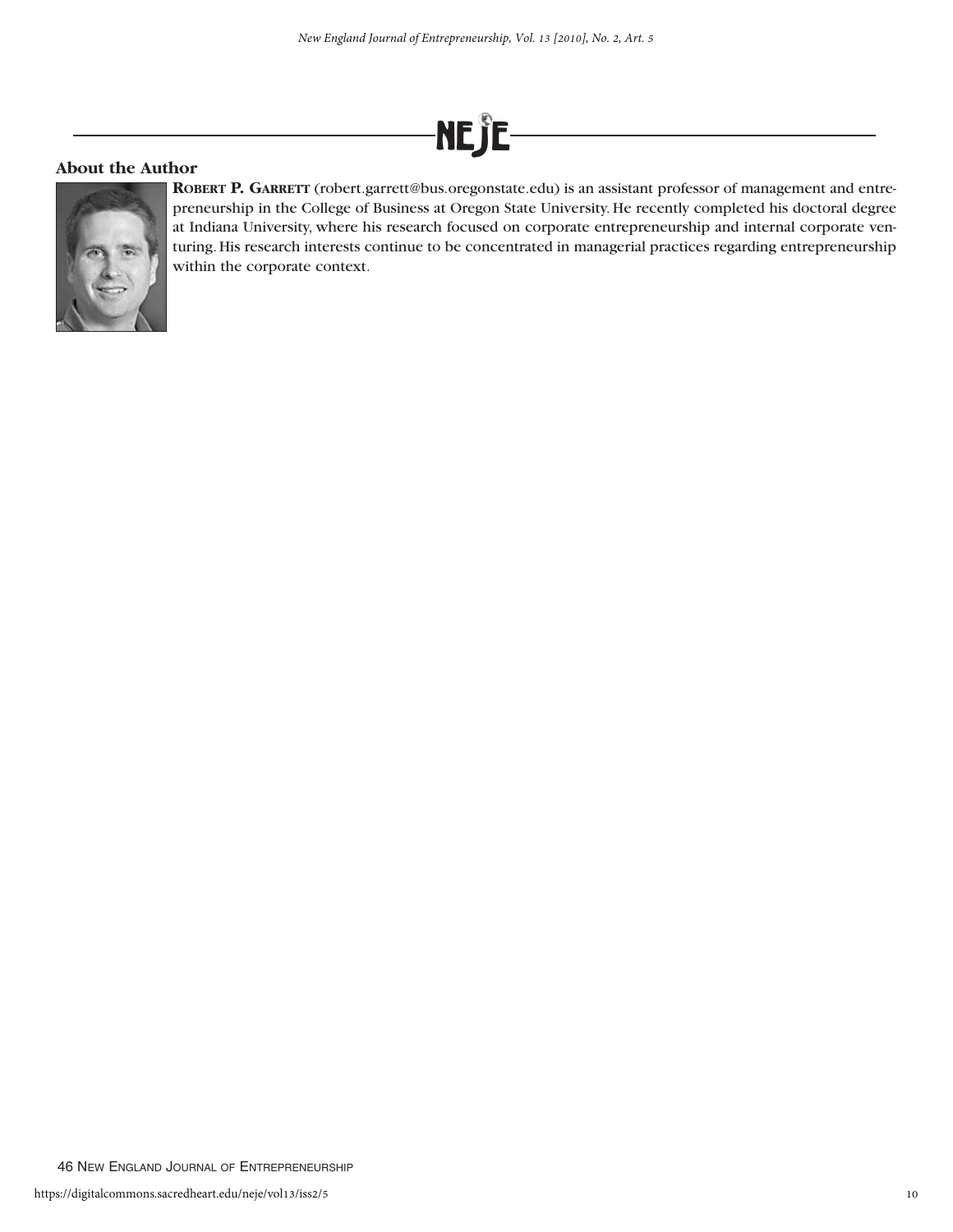## About the Author

**ROBERT P. GARRETT** (robert.garrett@bus.oregonstate.edu) is an assistant professor of management and entrepreneurship in the College of Business at Oregon State University. He recently completed his doctoral degree at Indiana University, where his research focused on corporate entrepreneurship and internal corporate venturing. His research interests continue to be concentrated in managerial practices regarding entrepreneurship within the corporate context.